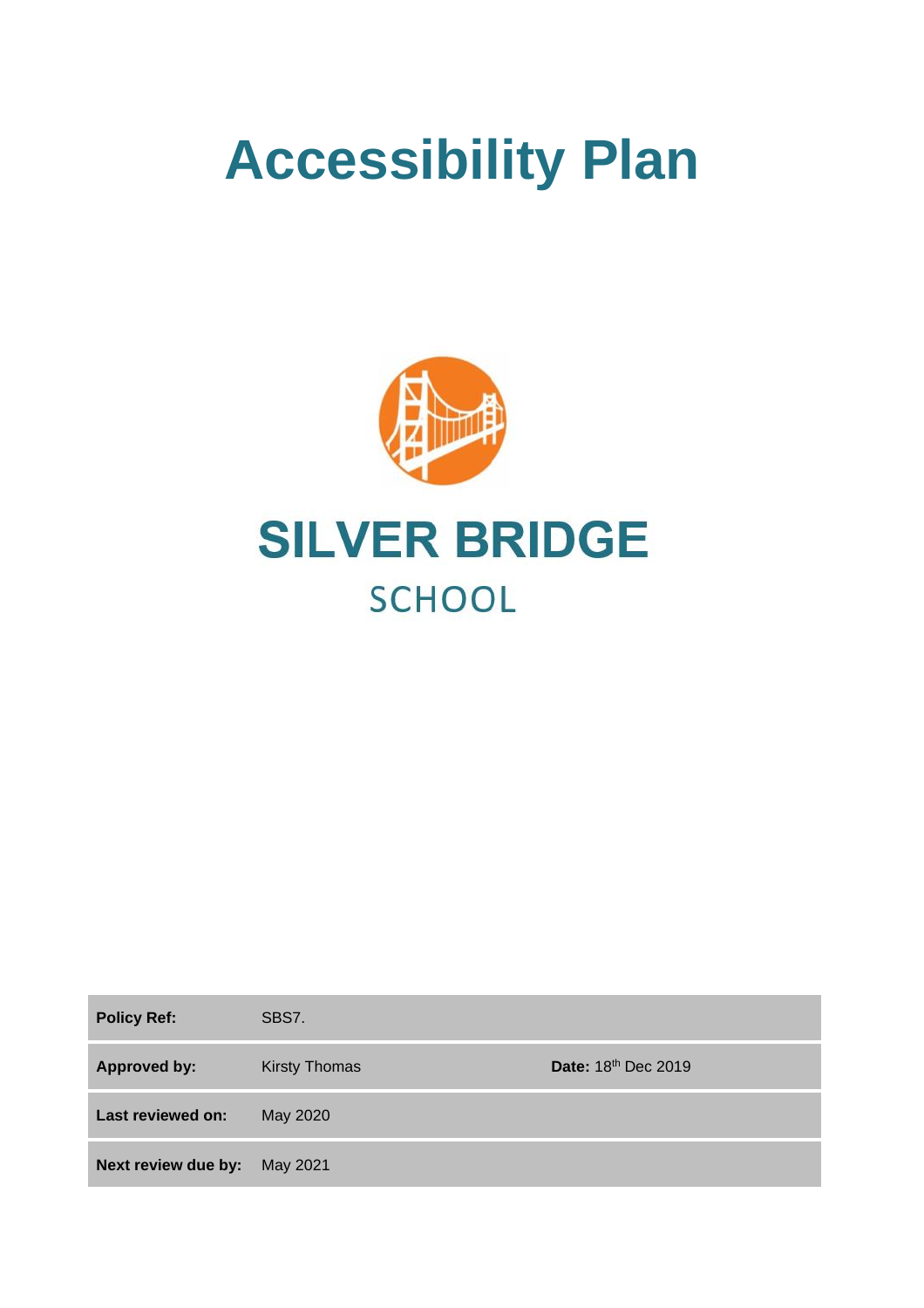# Accessibility Plan

# SILVER BRIDGE

## SCHOOL

| | | |
|---|---|---|
| **Policy Ref:** | SBS7. | |
| **Approved by:** | Kirsty Thomas | **Date:** 18th Dec 2019 |
| **Last reviewed on:** | May 2020 | |
| **Next review due by:** | May 2021 | |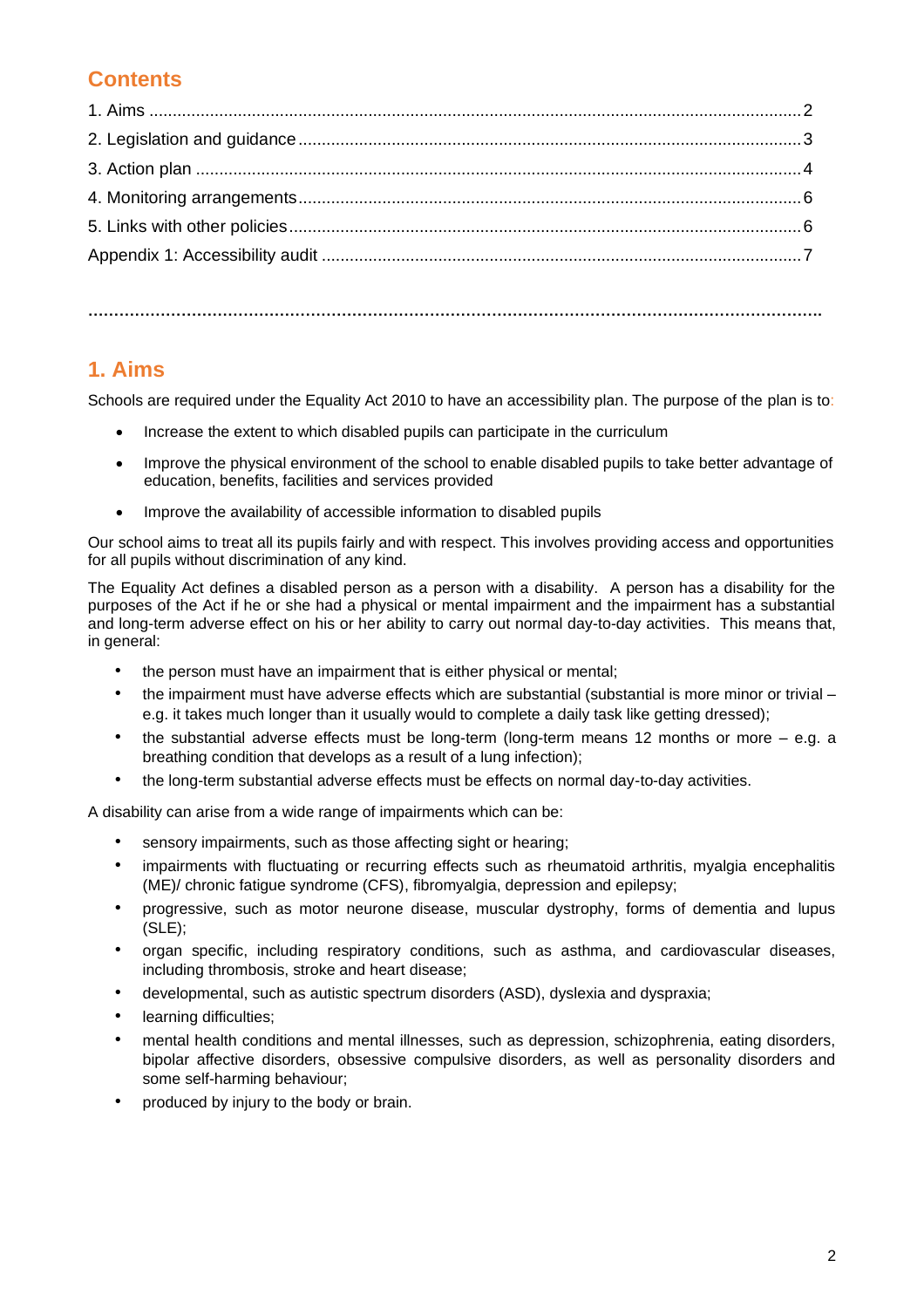## Contents

1. Aims .......... 2
2. Legislation and guidance .......... 3
3. Action plan .......... 4
4. Monitoring arrangements .......... 6
5. Links with other policies .......... 6

Appendix 1: Accessibility audit .......... 7

---

## 1. Aims

Schools are required under the Equality Act 2010 to have an accessibility plan. The purpose of the plan is to:

- Increase the extent to which disabled pupils can participate in the curriculum
- Improve the physical environment of the school to enable disabled pupils to take better advantage of education, benefits, facilities and services provided
- Improve the availability of accessible information to disabled pupils

Our school aims to treat all its pupils fairly and with respect. This involves providing access and opportunities for all pupils without discrimination of any kind.

The Equality Act defines a disabled person as a person with a disability. A person has a disability for the purposes of the Act if he or she had a physical or mental impairment and the impairment has a substantial and long-term adverse effect on his or her ability to carry out normal day-to-day activities. This means that, in general:

- the person must have an impairment that is either physical or mental;
- the impairment must have adverse effects which are substantial (substantial is more minor or trivial – e.g. it takes much longer than it usually would to complete a daily task like getting dressed);
- the substantial adverse effects must be long-term (long-term means 12 months or more – e.g. a breathing condition that develops as a result of a lung infection);
- the long-term substantial adverse effects must be effects on normal day-to-day activities.

A disability can arise from a wide range of impairments which can be:

- sensory impairments, such as those affecting sight or hearing;
- impairments with fluctuating or recurring effects such as rheumatoid arthritis, myalgia encephalitis (ME)/ chronic fatigue syndrome (CFS), fibromyalgia, depression and epilepsy;
- progressive, such as motor neurone disease, muscular dystrophy, forms of dementia and lupus (SLE);
- organ specific, including respiratory conditions, such as asthma, and cardiovascular diseases, including thrombosis, stroke and heart disease;
- developmental, such as autistic spectrum disorders (ASD), dyslexia and dyspraxia;
- learning difficulties;
- mental health conditions and mental illnesses, such as depression, schizophrenia, eating disorders, bipolar affective disorders, obsessive compulsive disorders, as well as personality disorders and some self-harming behaviour;
- produced by injury to the body or brain.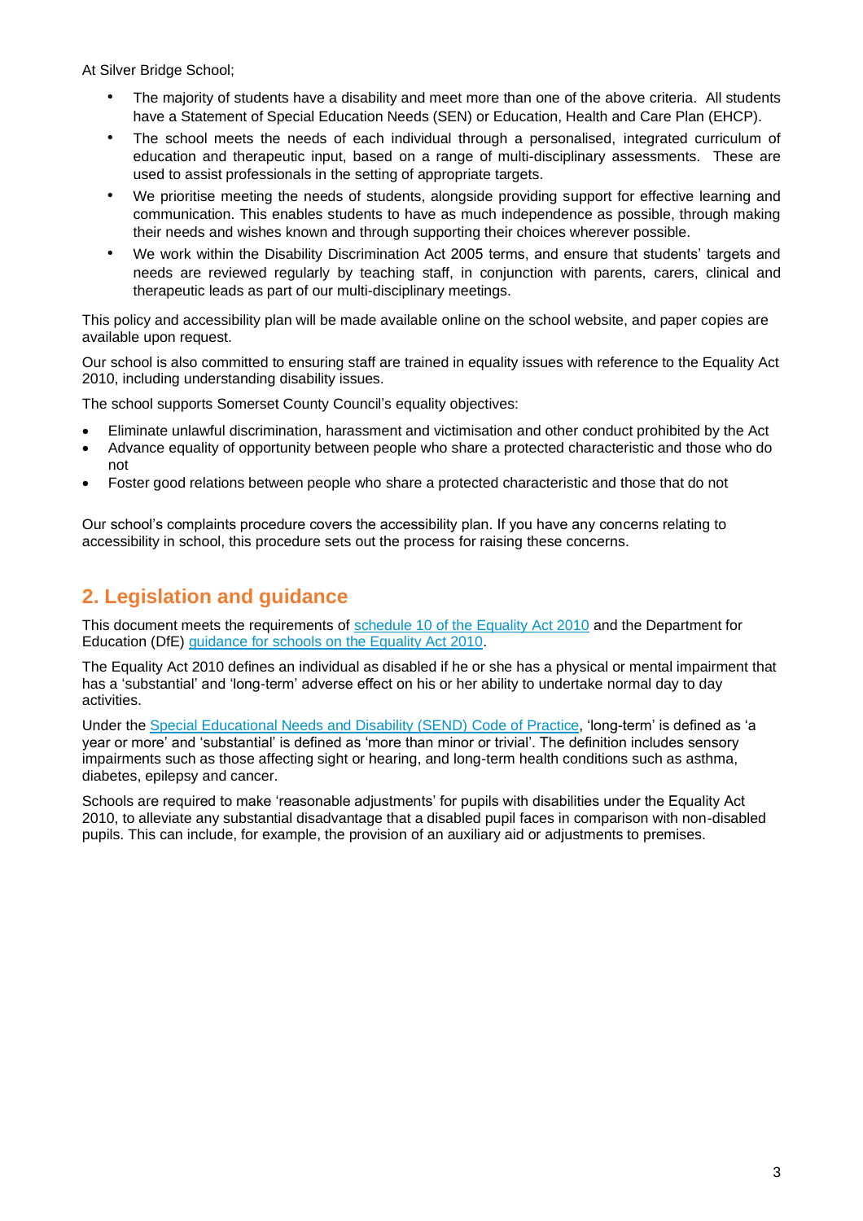At Silver Bridge School;

- The majority of students have a disability and meet more than one of the above criteria. All students have a Statement of Special Education Needs (SEN) or Education, Health and Care Plan (EHCP).
- The school meets the needs of each individual through a personalised, integrated curriculum of education and therapeutic input, based on a range of multi-disciplinary assessments. These are used to assist professionals in the setting of appropriate targets.
- We prioritise meeting the needs of students, alongside providing support for effective learning and communication. This enables students to have as much independence as possible, through making their needs and wishes known and through supporting their choices wherever possible.
- We work within the Disability Discrimination Act 2005 terms, and ensure that students' targets and needs are reviewed regularly by teaching staff, in conjunction with parents, carers, clinical and therapeutic leads as part of our multi-disciplinary meetings.

This policy and accessibility plan will be made available online on the school website, and paper copies are available upon request.

Our school is also committed to ensuring staff are trained in equality issues with reference to the Equality Act 2010, including understanding disability issues.

The school supports Somerset County Council's equality objectives:

- Eliminate unlawful discrimination, harassment and victimisation and other conduct prohibited by the Act
- Advance equality of opportunity between people who share a protected characteristic and those who do not
- Foster good relations between people who share a protected characteristic and those that do not

Our school's complaints procedure covers the accessibility plan. If you have any concerns relating to accessibility in school, this procedure sets out the process for raising these concerns.

## 2. Legislation and guidance

This document meets the requirements of schedule 10 of the Equality Act 2010 and the Department for Education (DfE) guidance for schools on the Equality Act 2010.

The Equality Act 2010 defines an individual as disabled if he or she has a physical or mental impairment that has a 'substantial' and 'long-term' adverse effect on his or her ability to undertake normal day to day activities.

Under the Special Educational Needs and Disability (SEND) Code of Practice, 'long-term' is defined as 'a year or more' and 'substantial' is defined as 'more than minor or trivial'. The definition includes sensory impairments such as those affecting sight or hearing, and long-term health conditions such as asthma, diabetes, epilepsy and cancer.

Schools are required to make 'reasonable adjustments' for pupils with disabilities under the Equality Act 2010, to alleviate any substantial disadvantage that a disabled pupil faces in comparison with non-disabled pupils. This can include, for example, the provision of an auxiliary aid or adjustments to premises.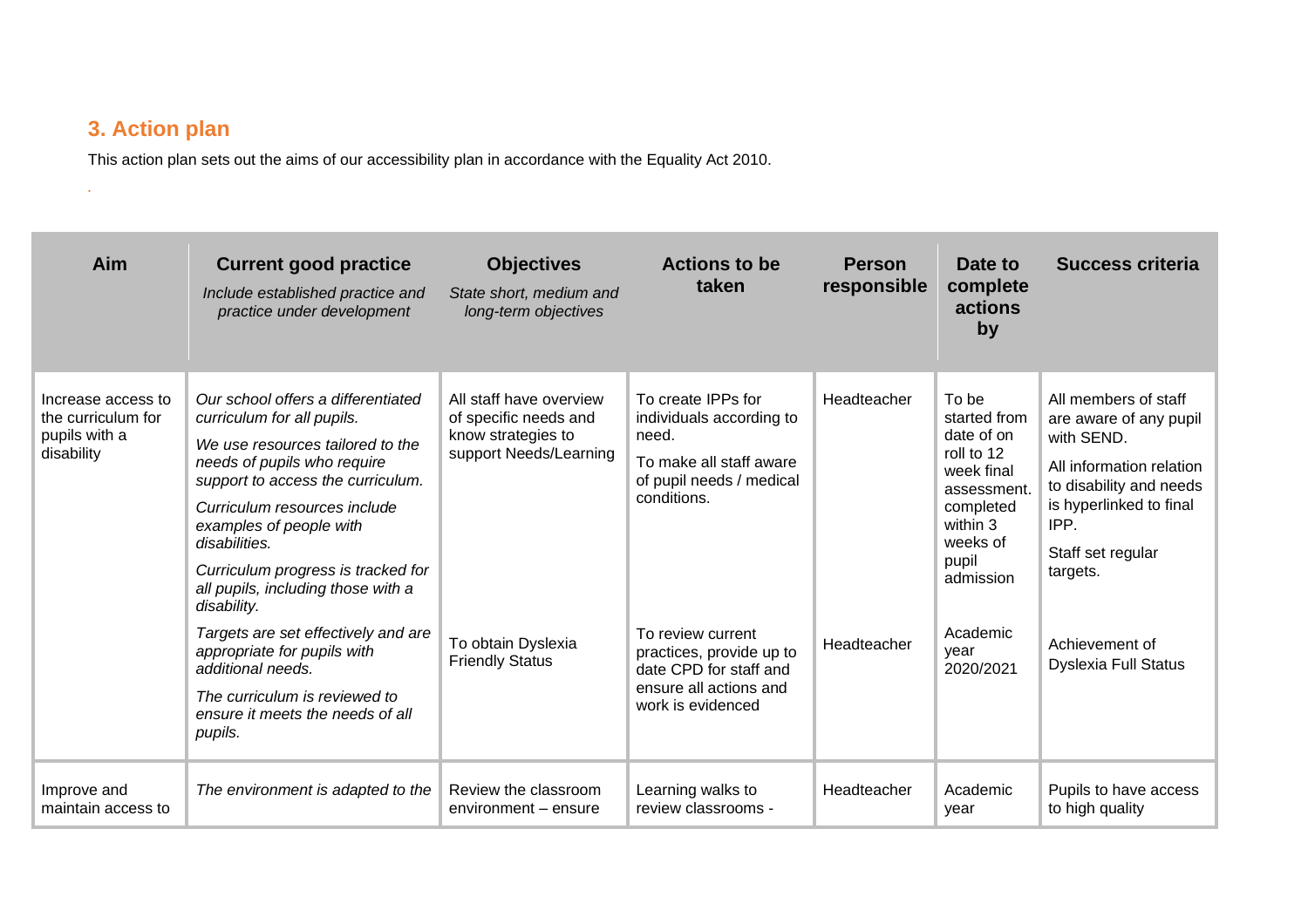## 3. Action plan

This action plan sets out the aims of our accessibility plan in accordance with the Equality Act 2010.

.

| Aim | Current good practice<br>*Include established practice and practice under development* | Objectives<br>*State short, medium and long-term objectives* | Actions to be taken | Person responsible | Date to complete actions by | Success criteria |
|---|---|---|---|---|---|---|
| Increase access to the curriculum for pupils with a disability | *Our school offers a differentiated curriculum for all pupils.*<br>*We use resources tailored to the needs of pupils who require support to access the curriculum.*<br>*Curriculum resources include examples of people with disabilities.*<br>*Curriculum progress is tracked for all pupils, including those with a disability.*<br>*Targets are set effectively and are appropriate for pupils with additional needs.*<br>*The curriculum is reviewed to ensure it meets the needs of all pupils.* | All staff have overview of specific needs and know strategies to support Needs/Learning<br><br>To obtain Dyslexia Friendly Status | To create IPPs for individuals according to need.<br>To make all staff aware of pupil needs / medical conditions.<br><br>To review current practices, provide up to date CPD for staff and ensure all actions and work is evidenced | Headteacher<br><br>Headteacher | To be started from date of on roll to 12 week final assessment. completed within 3 weeks of pupil admission<br><br>Academic year 2020/2021 | All members of staff are aware of any pupil with SEND.<br>All information relation to disability and needs is hyperlinked to final IPP.<br>Staff set regular targets.<br><br>Achievement of Dyslexia Full Status |
| Improve and maintain access to | *The environment is adapted to the* | Review the classroom environment – ensure | Learning walks to review classrooms - | Headteacher | Academic year | Pupils to have access to high quality |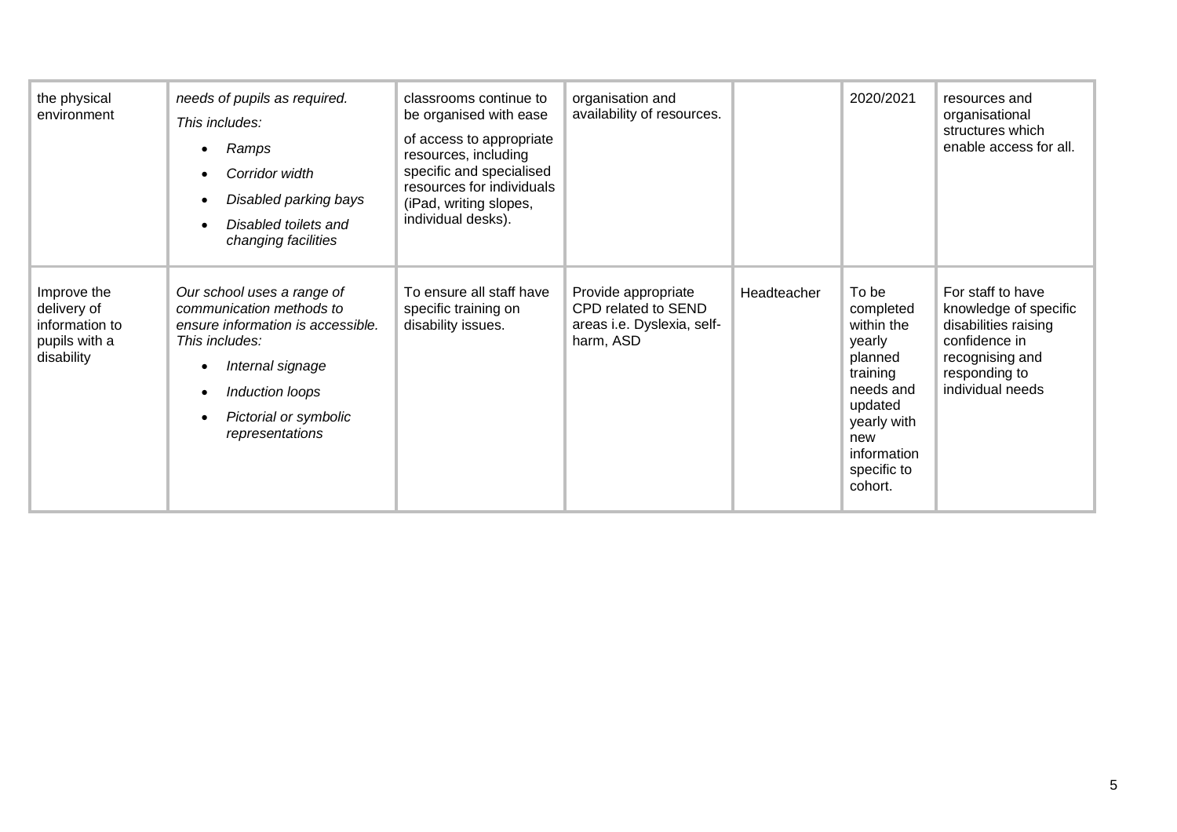| | | | | | | |
|---|---|---|---|---|---|---|
| the physical environment | *needs of pupils as required.*<br>*This includes:*<br>• *Ramps*<br>• *Corridor width*<br>• *Disabled parking bays*<br>• *Disabled toilets and changing facilities* | classrooms continue to be organised with ease of access to appropriate resources, including specific and specialised resources for individuals (iPad, writing slopes, individual desks). | organisation and availability of resources. | | 2020/2021 | resources and organisational structures which enable access for all. |
| Improve the delivery of information to pupils with a disability | *Our school uses a range of communication methods to ensure information is accessible. This includes:*<br>• *Internal signage*<br>• *Induction loops*<br>• *Pictorial or symbolic representations* | To ensure all staff have specific training on disability issues. | Provide appropriate CPD related to SEND areas i.e. Dyslexia, self-harm, ASD | Headteacher | To be completed within the yearly planned training needs and updated yearly with new information specific to cohort. | For staff to have knowledge of specific disabilities raising confidence in recognising and responding to individual needs |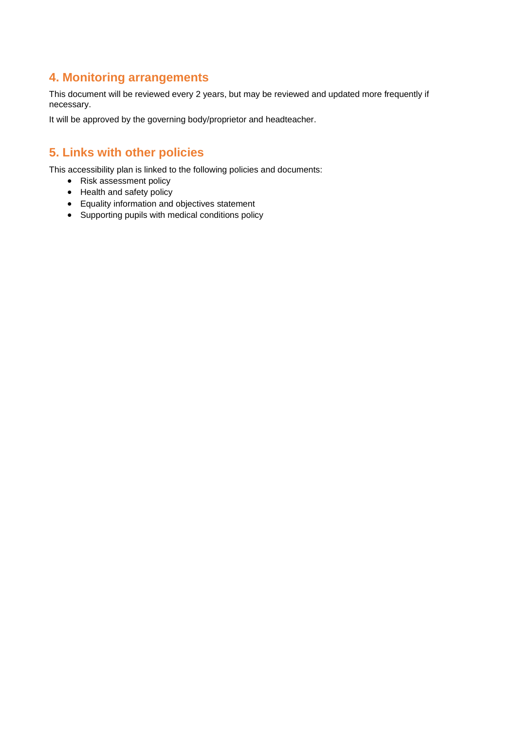## 4. Monitoring arrangements

This document will be reviewed every 2 years, but may be reviewed and updated more frequently if necessary.

It will be approved by the governing body/proprietor and headteacher.

## 5. Links with other policies

This accessibility plan is linked to the following policies and documents:

- Risk assessment policy
- Health and safety policy
- Equality information and objectives statement
- Supporting pupils with medical conditions policy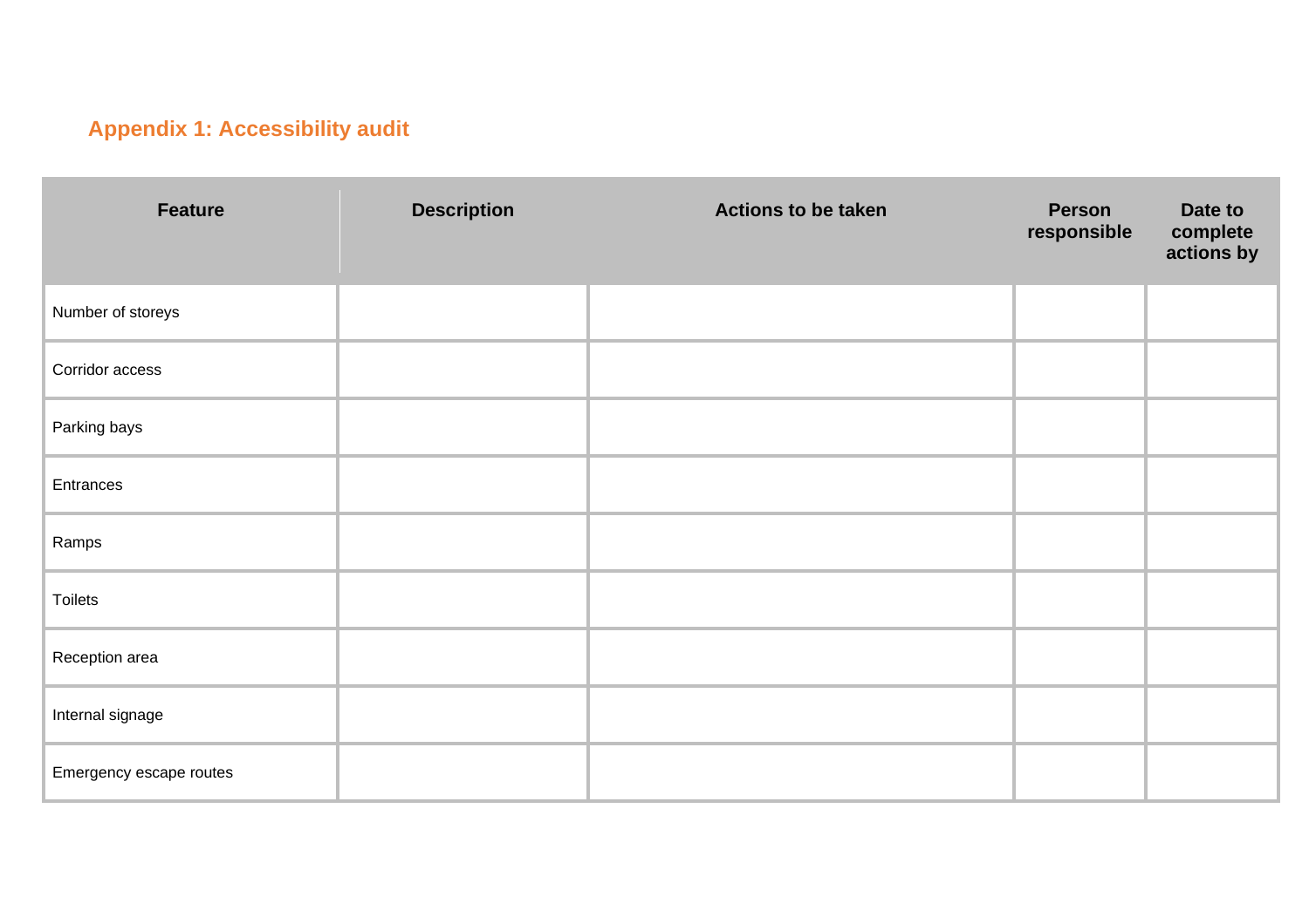## Appendix 1: Accessibility audit

| Feature | Description | Actions to be taken | Person responsible | Date to complete actions by |
|---|---|---|---|---|
| Number of storeys | | | | |
| Corridor access | | | | |
| Parking bays | | | | |
| Entrances | | | | |
| Ramps | | | | |
| Toilets | | | | |
| Reception area | | | | |
| Internal signage | | | | |
| Emergency escape routes | | | | |